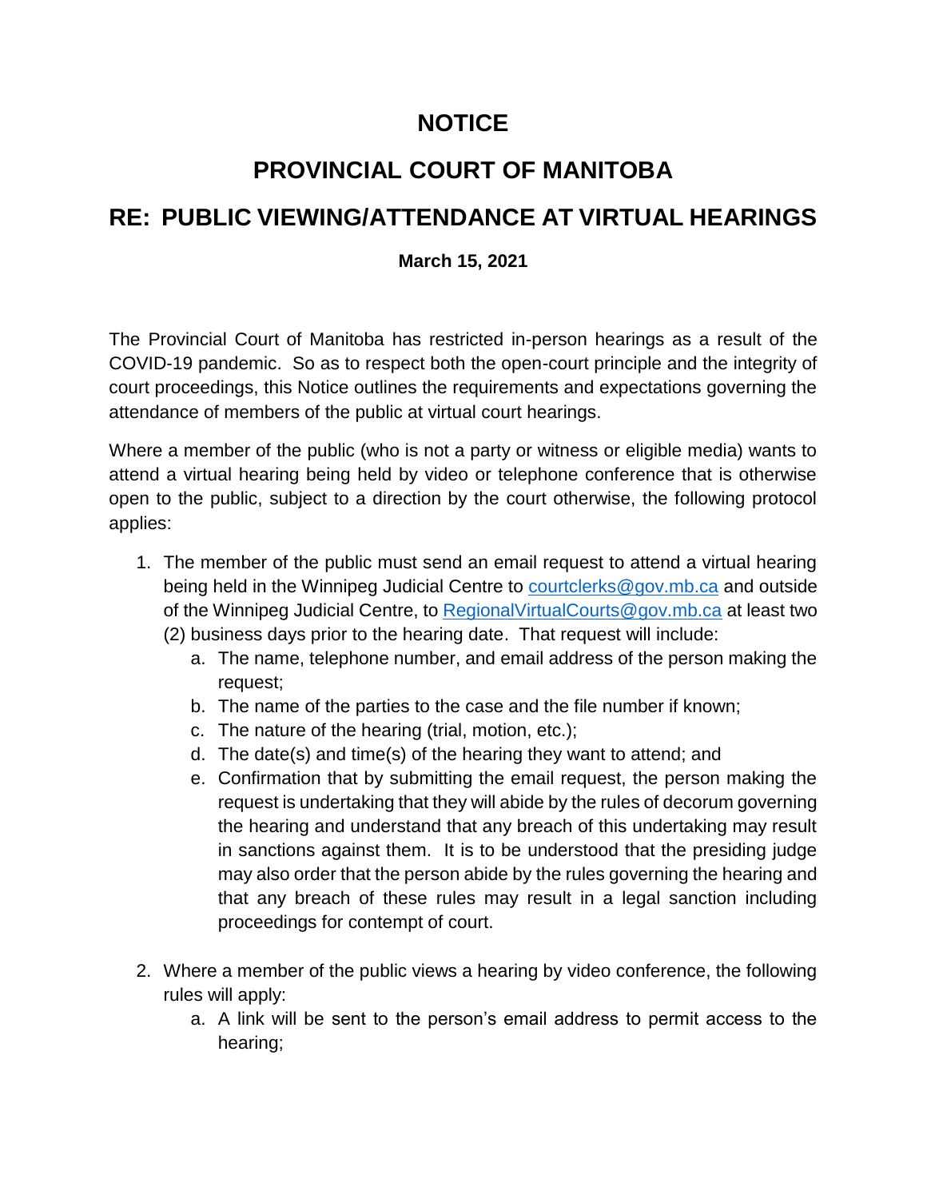# NOTICE

# PROVINCIAL COURT OF MANITOBA

# RE: PUBLIC VIEWING/ATTENDANCE AT VIRTUAL HEARINGS

**March 15, 2021**

The Provincial Court of Manitoba has restricted in-person hearings as a result of the COVID-19 pandemic. So as to respect both the open-court principle and the integrity of court proceedings, this Notice outlines the requirements and expectations governing the attendance of members of the public at virtual court hearings.

Where a member of the public (who is not a party or witness or eligible media) wants to attend a virtual hearing being held by video or telephone conference that is otherwise open to the public, subject to a direction by the court otherwise, the following protocol applies:

1. The member of the public must send an email request to attend a virtual hearing being held in the Winnipeg Judicial Centre to courtclerks@gov.mb.ca and outside of the Winnipeg Judicial Centre, to RegionalVirtualCourts@gov.mb.ca at least two (2) business days prior to the hearing date. That request will include:
   a. The name, telephone number, and email address of the person making the request;
   b. The name of the parties to the case and the file number if known;
   c. The nature of the hearing (trial, motion, etc.);
   d. The date(s) and time(s) of the hearing they want to attend; and
   e. Confirmation that by submitting the email request, the person making the request is undertaking that they will abide by the rules of decorum governing the hearing and understand that any breach of this undertaking may result in sanctions against them. It is to be understood that the presiding judge may also order that the person abide by the rules governing the hearing and that any breach of these rules may result in a legal sanction including proceedings for contempt of court.

2. Where a member of the public views a hearing by video conference, the following rules will apply:
   a. A link will be sent to the person's email address to permit access to the hearing;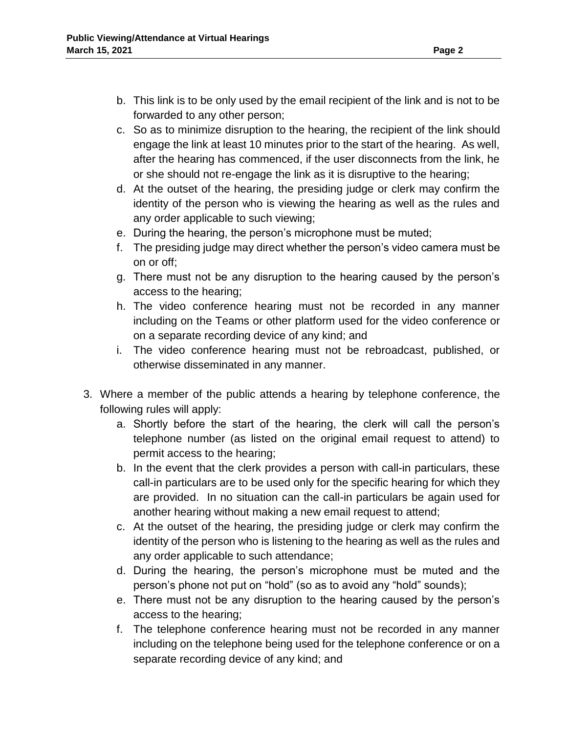b. This link is to be only used by the email recipient of the link and is not to be forwarded to any other person;
c. So as to minimize disruption to the hearing, the recipient of the link should engage the link at least 10 minutes prior to the start of the hearing. As well, after the hearing has commenced, if the user disconnects from the link, he or she should not re-engage the link as it is disruptive to the hearing;
d. At the outset of the hearing, the presiding judge or clerk may confirm the identity of the person who is viewing the hearing as well as the rules and any order applicable to such viewing;
e. During the hearing, the person's microphone must be muted;
f. The presiding judge may direct whether the person's video camera must be on or off;
g. There must not be any disruption to the hearing caused by the person's access to the hearing;
h. The video conference hearing must not be recorded in any manner including on the Teams or other platform used for the video conference or on a separate recording device of any kind; and
i. The video conference hearing must not be rebroadcast, published, or otherwise disseminated in any manner.

3. Where a member of the public attends a hearing by telephone conference, the following rules will apply:
   a. Shortly before the start of the hearing, the clerk will call the person's telephone number (as listed on the original email request to attend) to permit access to the hearing;
   b. In the event that the clerk provides a person with call-in particulars, these call-in particulars are to be used only for the specific hearing for which they are provided. In no situation can the call-in particulars be again used for another hearing without making a new email request to attend;
   c. At the outset of the hearing, the presiding judge or clerk may confirm the identity of the person who is listening to the hearing as well as the rules and any order applicable to such attendance;
   d. During the hearing, the person's microphone must be muted and the person's phone not put on "hold" (so as to avoid any "hold" sounds);
   e. There must not be any disruption to the hearing caused by the person's access to the hearing;
   f. The telephone conference hearing must not be recorded in any manner including on the telephone being used for the telephone conference or on a separate recording device of any kind; and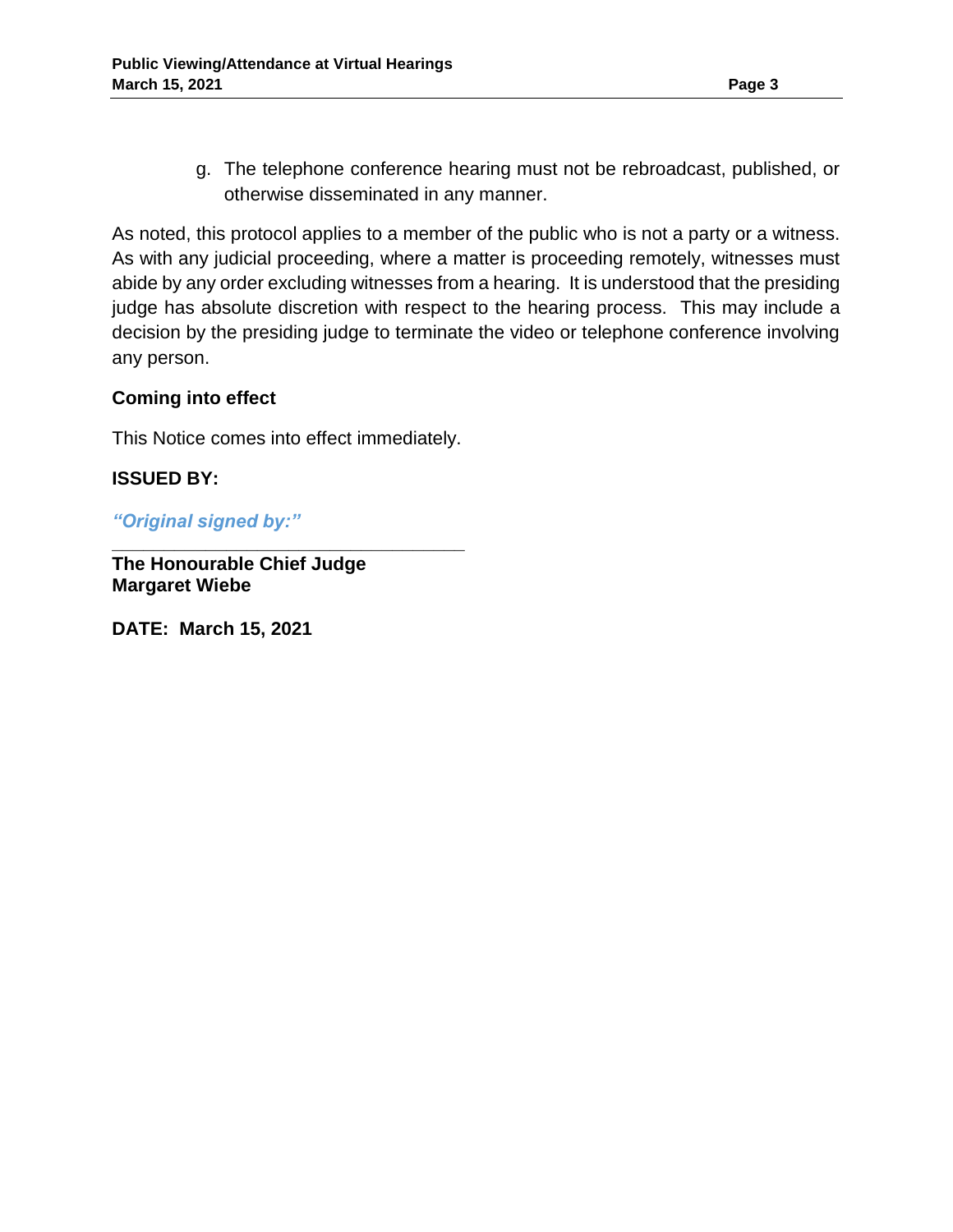g. The telephone conference hearing must not be rebroadcast, published, or otherwise disseminated in any manner.

As noted, this protocol applies to a member of the public who is not a party or a witness. As with any judicial proceeding, where a matter is proceeding remotely, witnesses must abide by any order excluding witnesses from a hearing. It is understood that the presiding judge has absolute discretion with respect to the hearing process. This may include a decision by the presiding judge to terminate the video or telephone conference involving any person.

**Coming into effect**

This Notice comes into effect immediately.

**ISSUED BY:**

***"Original signed by:"***

**The Honourable Chief Judge**
**Margaret Wiebe**

**DATE: March 15, 2021**